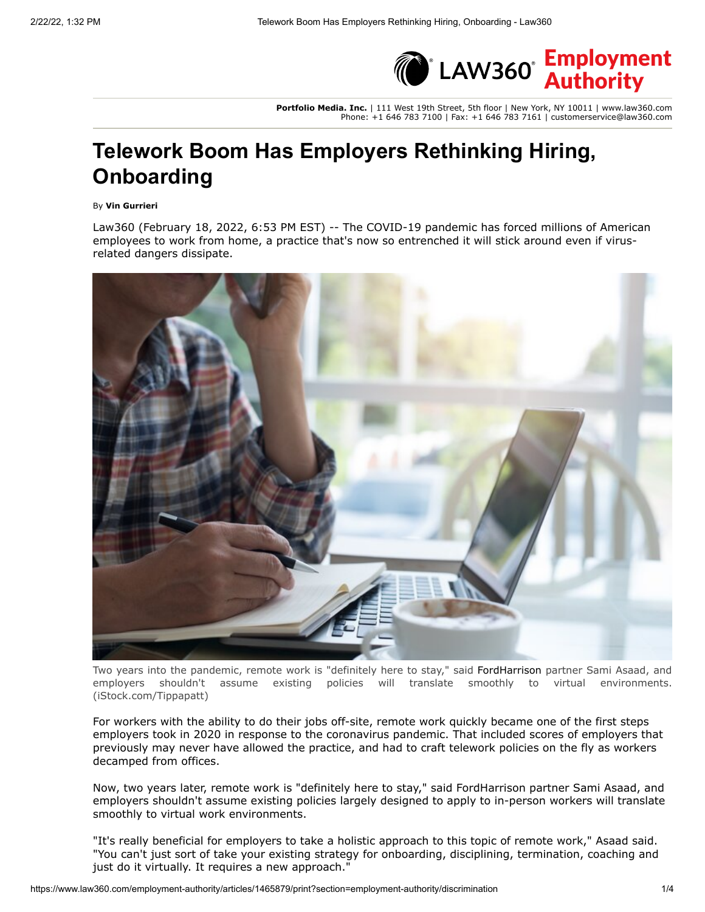Portfolio Media. Inc. | 111 West 19th Street, 5th floor | New York, NY 10011 | www.law360.com
Phone: +1 646 783 7100 | Fax: +1 646 783 7161 | customerservice@law360.com

# Telework Boom Has Employers Rethinking Hiring, Onboarding

By **Vin Gurrieri**

Law360 (February 18, 2022, 6:53 PM EST) -- The COVID-19 pandemic has forced millions of American employees to work from home, a practice that's now so entrenched it will stick around even if virus-related dangers dissipate.

Two years into the pandemic, remote work is "definitely here to stay," said FordHarrison partner Sami Asaad, and employers shouldn't assume existing policies will translate smoothly to virtual environments. (iStock.com/Tippapatt)

For workers with the ability to do their jobs off-site, remote work quickly became one of the first steps employers took in 2020 in response to the coronavirus pandemic. That included scores of employers that previously may never have allowed the practice, and had to craft telework policies on the fly as workers decamped from offices.

Now, two years later, remote work is "definitely here to stay," said FordHarrison partner Sami Asaad, and employers shouldn't assume existing policies largely designed to apply to in-person workers will translate smoothly to virtual work environments.

"It's really beneficial for employers to take a holistic approach to this topic of remote work," Asaad said. "You can't just sort of take your existing strategy for onboarding, disciplining, termination, coaching and just do it virtually. It requires a new approach."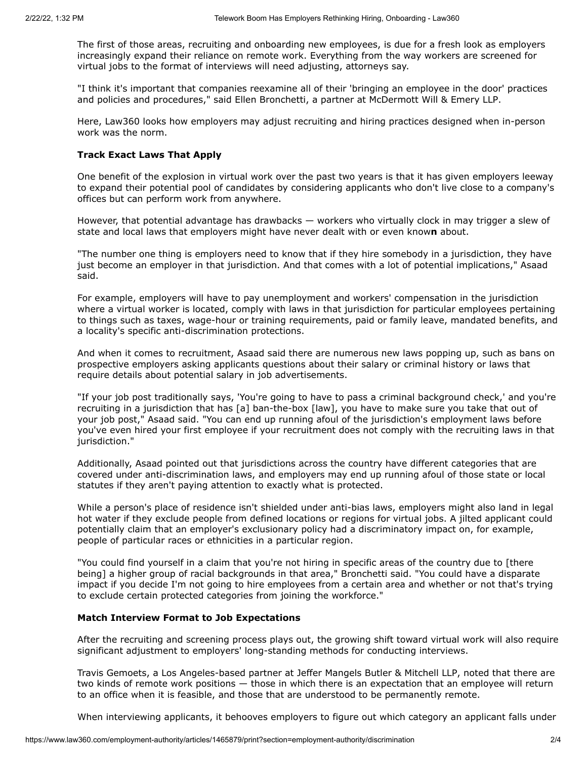The first of those areas, recruiting and onboarding new employees, is due for a fresh look as employers increasingly expand their reliance on remote work. Everything from the way workers are screened for virtual jobs to the format of interviews will need adjusting, attorneys say.

"I think it's important that companies reexamine all of their 'bringing an employee in the door' practices and policies and procedures," said Ellen Bronchetti, a partner at McDermott Will & Emery LLP.

Here, Law360 looks how employers may adjust recruiting and hiring practices designed when in-person work was the norm.

**Track Exact Laws That Apply**

One benefit of the explosion in virtual work over the past two years is that it has given employers leeway to expand their potential pool of candidates by considering applicants who don't live close to a company's offices but can perform work from anywhere.

However, that potential advantage has drawbacks — workers who virtually clock in may trigger a slew of state and local laws that employers might have never dealt with or even know**n** about.

"The number one thing is employers need to know that if they hire somebody in a jurisdiction, they have just become an employer in that jurisdiction. And that comes with a lot of potential implications," Asaad said.

For example, employers will have to pay unemployment and workers' compensation in the jurisdiction where a virtual worker is located, comply with laws in that jurisdiction for particular employees pertaining to things such as taxes, wage-hour or training requirements, paid or family leave, mandated benefits, and a locality's specific anti-discrimination protections.

And when it comes to recruitment, Asaad said there are numerous new laws popping up, such as bans on prospective employers asking applicants questions about their salary or criminal history or laws that require details about potential salary in job advertisements.

"If your job post traditionally says, 'You're going to have to pass a criminal background check,' and you're recruiting in a jurisdiction that has [a] ban-the-box [law], you have to make sure you take that out of your job post," Asaad said. "You can end up running afoul of the jurisdiction's employment laws before you've even hired your first employee if your recruitment does not comply with the recruiting laws in that jurisdiction."

Additionally, Asaad pointed out that jurisdictions across the country have different categories that are covered under anti-discrimination laws, and employers may end up running afoul of those state or local statutes if they aren't paying attention to exactly what is protected.

While a person's place of residence isn't shielded under anti-bias laws, employers might also land in legal hot water if they exclude people from defined locations or regions for virtual jobs. A jilted applicant could potentially claim that an employer's exclusionary policy had a discriminatory impact on, for example, people of particular races or ethnicities in a particular region.

"You could find yourself in a claim that you're not hiring in specific areas of the country due to [there being] a higher group of racial backgrounds in that area," Bronchetti said. "You could have a disparate impact if you decide I'm not going to hire employees from a certain area and whether or not that's trying to exclude certain protected categories from joining the workforce."

**Match Interview Format to Job Expectations**

After the recruiting and screening process plays out, the growing shift toward virtual work will also require significant adjustment to employers' long-standing methods for conducting interviews.

Travis Gemoets, a Los Angeles-based partner at Jeffer Mangels Butler & Mitchell LLP, noted that there are two kinds of remote work positions — those in which there is an expectation that an employee will return to an office when it is feasible, and those that are understood to be permanently remote.

When interviewing applicants, it behooves employers to figure out which category an applicant falls under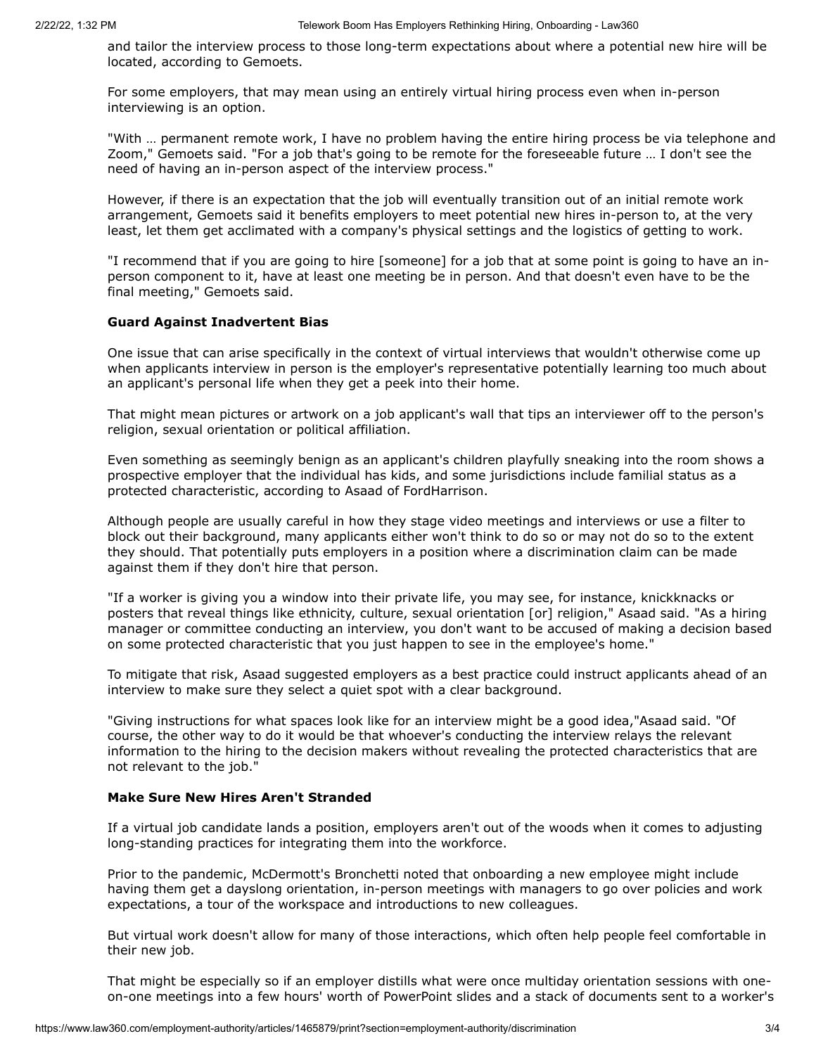and tailor the interview process to those long-term expectations about where a potential new hire will be located, according to Gemoets.

For some employers, that may mean using an entirely virtual hiring process even when in-person interviewing is an option.

"With … permanent remote work, I have no problem having the entire hiring process be via telephone and Zoom," Gemoets said. "For a job that's going to be remote for the foreseeable future … I don't see the need of having an in-person aspect of the interview process."

However, if there is an expectation that the job will eventually transition out of an initial remote work arrangement, Gemoets said it benefits employers to meet potential new hires in-person to, at the very least, let them get acclimated with a company's physical settings and the logistics of getting to work.

"I recommend that if you are going to hire [someone] for a job that at some point is going to have an in-person component to it, have at least one meeting be in person. And that doesn't even have to be the final meeting," Gemoets said.

**Guard Against Inadvertent Bias**

One issue that can arise specifically in the context of virtual interviews that wouldn't otherwise come up when applicants interview in person is the employer's representative potentially learning too much about an applicant's personal life when they get a peek into their home.

That might mean pictures or artwork on a job applicant's wall that tips an interviewer off to the person's religion, sexual orientation or political affiliation.

Even something as seemingly benign as an applicant's children playfully sneaking into the room shows a prospective employer that the individual has kids, and some jurisdictions include familial status as a protected characteristic, according to Asaad of FordHarrison.

Although people are usually careful in how they stage video meetings and interviews or use a filter to block out their background, many applicants either won't think to do so or may not do so to the extent they should. That potentially puts employers in a position where a discrimination claim can be made against them if they don't hire that person.

"If a worker is giving you a window into their private life, you may see, for instance, knickknacks or posters that reveal things like ethnicity, culture, sexual orientation [or] religion," Asaad said. "As a hiring manager or committee conducting an interview, you don't want to be accused of making a decision based on some protected characteristic that you just happen to see in the employee's home."

To mitigate that risk, Asaad suggested employers as a best practice could instruct applicants ahead of an interview to make sure they select a quiet spot with a clear background.

"Giving instructions for what spaces look like for an interview might be a good idea,"Asaad said. "Of course, the other way to do it would be that whoever's conducting the interview relays the relevant information to the hiring to the decision makers without revealing the protected characteristics that are not relevant to the job."

**Make Sure New Hires Aren't Stranded**

If a virtual job candidate lands a position, employers aren't out of the woods when it comes to adjusting long-standing practices for integrating them into the workforce.

Prior to the pandemic, McDermott's Bronchetti noted that onboarding a new employee might include having them get a dayslong orientation, in-person meetings with managers to go over policies and work expectations, a tour of the workspace and introductions to new colleagues.

But virtual work doesn't allow for many of those interactions, which often help people feel comfortable in their new job.

That might be especially so if an employer distills what were once multiday orientation sessions with one-on-one meetings into a few hours' worth of PowerPoint slides and a stack of documents sent to a worker's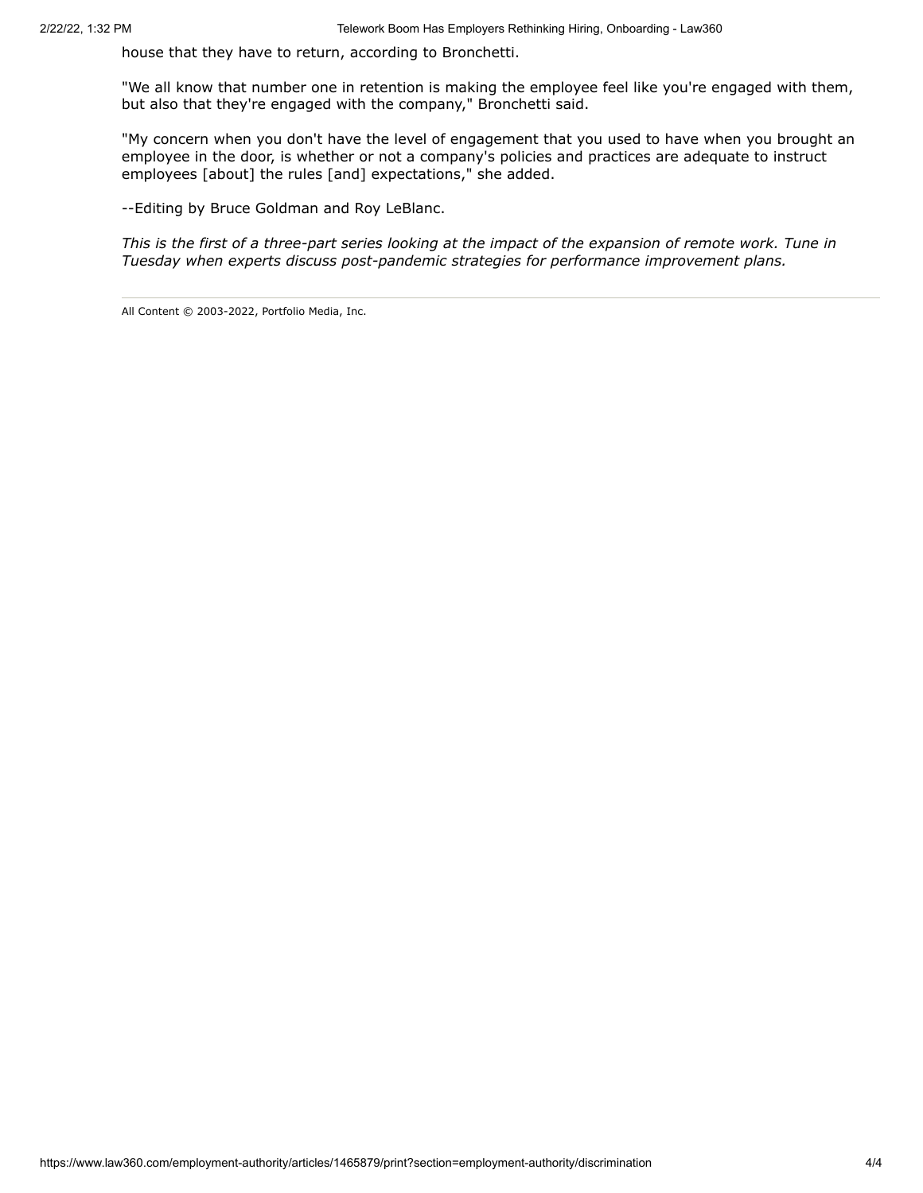house that they have to return, according to Bronchetti.

"We all know that number one in retention is making the employee feel like you're engaged with them, but also that they're engaged with the company," Bronchetti said.

"My concern when you don't have the level of engagement that you used to have when you brought an employee in the door, is whether or not a company's policies and practices are adequate to instruct employees [about] the rules [and] expectations," she added.

--Editing by Bruce Goldman and Roy LeBlanc.

*This is the first of a three-part series looking at the impact of the expansion of remote work. Tune in Tuesday when experts discuss post-pandemic strategies for performance improvement plans.*

---

All Content © 2003-2022, Portfolio Media, Inc.